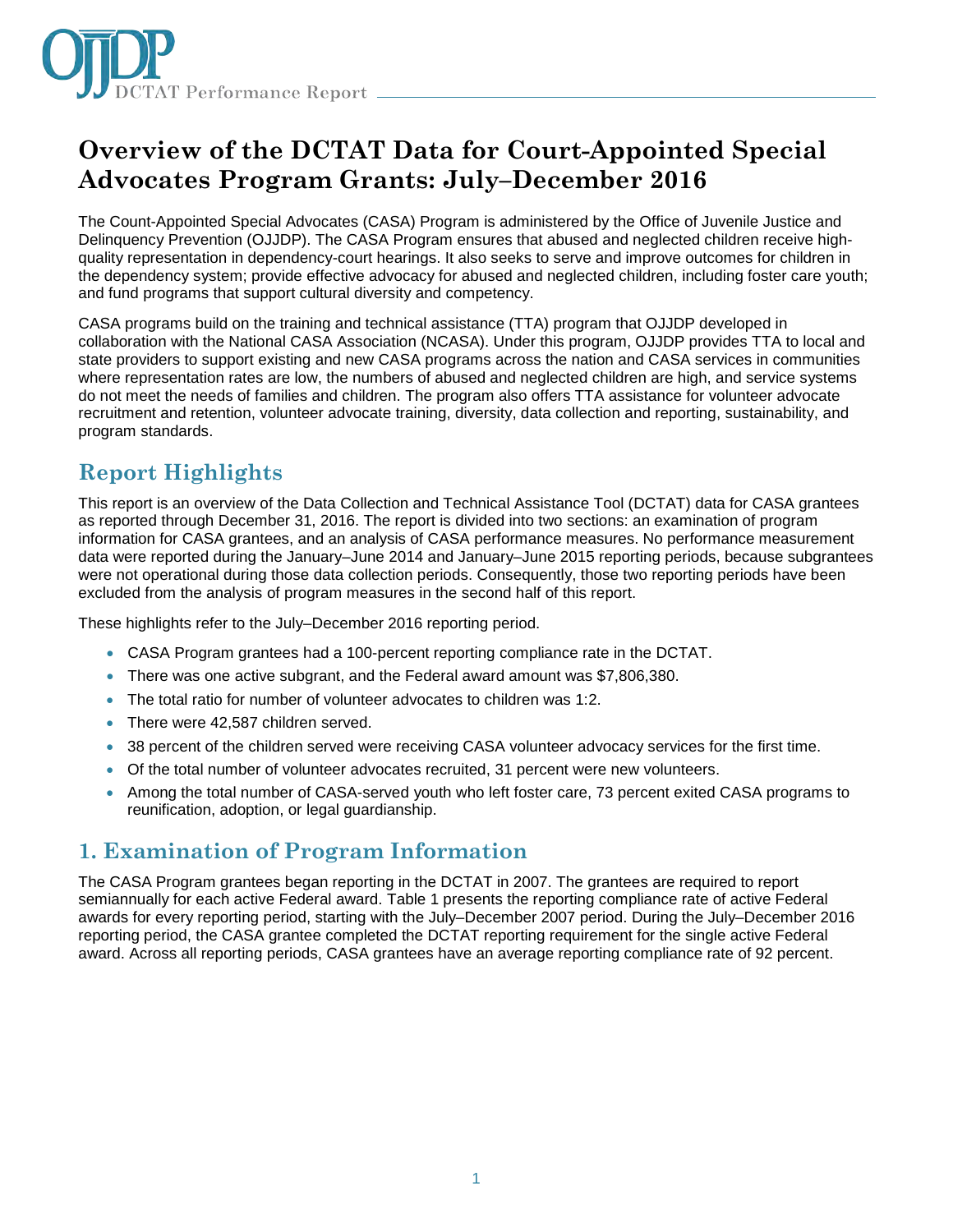# Overview of the DCTAT Data for Court-Appointed Special Advocates Program Grants: July–December 2016

The Count-Appointed Special Advocates (CASA) Program is administered by the Office of Juvenile Justice and Delinquency Prevention (OJJDP). The CASA Program ensures that abused and neglected children receive high-quality representation in dependency-court hearings. It also seeks to serve and improve outcomes for children in the dependency system; provide effective advocacy for abused and neglected children, including foster care youth; and fund programs that support cultural diversity and competency.

CASA programs build on the training and technical assistance (TTA) program that OJJDP developed in collaboration with the National CASA Association (NCASA). Under this program, OJJDP provides TTA to local and state providers to support existing and new CASA programs across the nation and CASA services in communities where representation rates are low, the numbers of abused and neglected children are high, and service systems do not meet the needs of families and children. The program also offers TTA assistance for volunteer advocate recruitment and retention, volunteer advocate training, diversity, data collection and reporting, sustainability, and program standards.

## Report Highlights

This report is an overview of the Data Collection and Technical Assistance Tool (DCTAT) data for CASA grantees as reported through December 31, 2016. The report is divided into two sections: an examination of program information for CASA grantees, and an analysis of CASA performance measures. No performance measurement data were reported during the January–June 2014 and January–June 2015 reporting periods, because subgrantees were not operational during those data collection periods. Consequently, those two reporting periods have been excluded from the analysis of program measures in the second half of this report.

These highlights refer to the July–December 2016 reporting period.

- CASA Program grantees had a 100-percent reporting compliance rate in the DCTAT.
- There was one active subgrant, and the Federal award amount was $7,806,380.
- The total ratio for number of volunteer advocates to children was 1:2.
- There were 42,587 children served.
- 38 percent of the children served were receiving CASA volunteer advocacy services for the first time.
- Of the total number of volunteer advocates recruited, 31 percent were new volunteers.
- Among the total number of CASA-served youth who left foster care, 73 percent exited CASA programs to reunification, adoption, or legal guardianship.

## 1. Examination of Program Information

The CASA Program grantees began reporting in the DCTAT in 2007. The grantees are required to report semiannually for each active Federal award. Table 1 presents the reporting compliance rate of active Federal awards for every reporting period, starting with the July–December 2007 period. During the July–December 2016 reporting period, the CASA grantee completed the DCTAT reporting requirement for the single active Federal award. Across all reporting periods, CASA grantees have an average reporting compliance rate of 92 percent.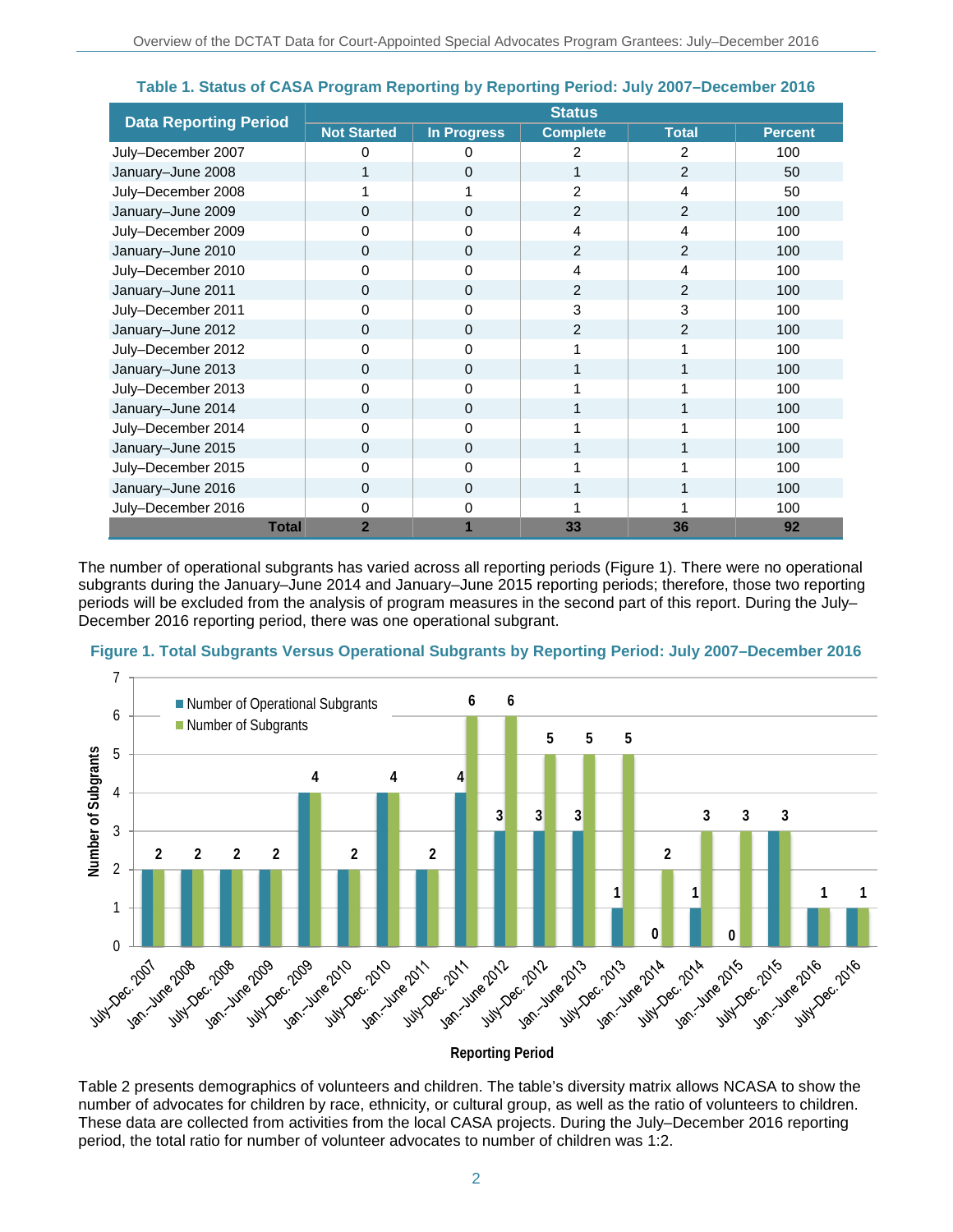**Table 1. Status of CASA Program Reporting by Reporting Period: July 2007–December 2016**

| Data Reporting Period | Status | | | | |
|---|---|---|---|---|---|
| | Not Started | In Progress | Complete | Total | Percent |
| July–December 2007 | 0 | 0 | 2 | 2 | 100 |
| January–June 2008 | 1 | 0 | 1 | 2 | 50 |
| July–December 2008 | 1 | 1 | 2 | 4 | 50 |
| January–June 2009 | 0 | 0 | 2 | 2 | 100 |
| July–December 2009 | 0 | 0 | 4 | 4 | 100 |
| January–June 2010 | 0 | 0 | 2 | 2 | 100 |
| July–December 2010 | 0 | 0 | 4 | 4 | 100 |
| January–June 2011 | 0 | 0 | 2 | 2 | 100 |
| July–December 2011 | 0 | 0 | 3 | 3 | 100 |
| January–June 2012 | 0 | 0 | 2 | 2 | 100 |
| July–December 2012 | 0 | 0 | 1 | 1 | 100 |
| January–June 2013 | 0 | 0 | 1 | 1 | 100 |
| July–December 2013 | 0 | 0 | 1 | 1 | 100 |
| January–June 2014 | 0 | 0 | 1 | 1 | 100 |
| July–December 2014 | 0 | 0 | 1 | 1 | 100 |
| January–June 2015 | 0 | 0 | 1 | 1 | 100 |
| July–December 2015 | 0 | 0 | 1 | 1 | 100 |
| January–June 2016 | 0 | 0 | 1 | 1 | 100 |
| July–December 2016 | 0 | 0 | 1 | 1 | 100 |
| **Total** | **2** | **1** | **33** | **36** | **92** |

The number of operational subgrants has varied across all reporting periods (Figure 1). There were no operational subgrants during the January–June 2014 and January–June 2015 reporting periods; therefore, those two reporting periods will be excluded from the analysis of program measures in the second part of this report. During the July–December 2016 reporting period, there was one operational subgrant.

**Figure 1. Total Subgrants Versus Operational Subgrants by Reporting Period: July 2007–December 2016**

| Reporting Period | Number of Operational Subgrants | Number of Subgrants |
|---|---|---|
| July–Dec. 2007 | 2 | 2 |
| Jan.–June 2008 | 2 | 2 |
| July–Dec. 2008 | 2 | 2 |
| Jan.–June 2009 | 2 | 2 |
| July–Dec. 2009 | 4 | 4 |
| Jan.–June 2010 | 2 | 2 |
| July–Dec. 2010 | 4 | 4 |
| Jan.–June 2011 | 2 | 2 |
| July–Dec. 2011 | 4 | 6 |
| Jan.–June 2012 | 3 | 6 |
| July–Dec. 2012 | 3 | 5 |
| Jan.–June 2013 | 3 | 5 |
| July–Dec. 2013 | 1 | 5 |
| Jan.–June 2014 | 0 | 2 |
| July–Dec. 2014 | 1 | 3 |
| Jan.–June 2015 | 0 | 3 |
| July–Dec. 2015 | 3 | 3 |
| Jan.–June 2016 | 1 | 1 |
| July–Dec. 2016 | 1 | 1 |

Table 2 presents demographics of volunteers and children. The table's diversity matrix allows NCASA to show the number of advocates for children by race, ethnicity, or cultural group, as well as the ratio of volunteers to children. These data are collected from activities from the local CASA projects. During the July–December 2016 reporting period, the total ratio for number of volunteer advocates to number of children was 1:2.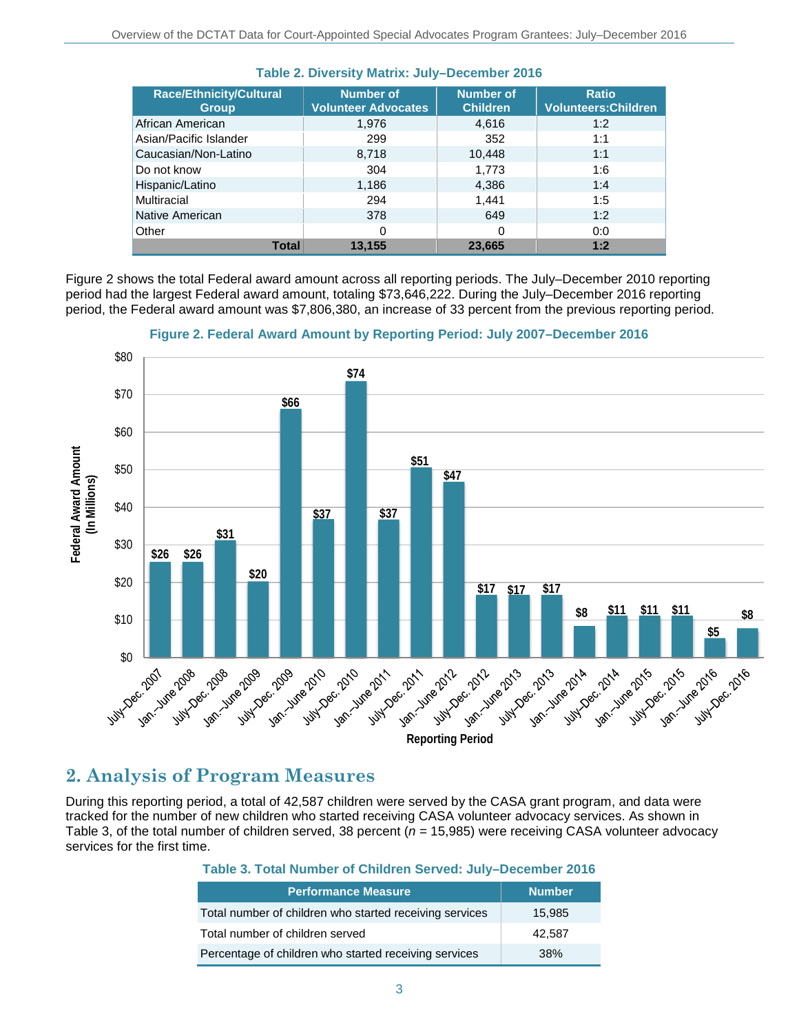**Table 2. Diversity Matrix: July–December 2016**

| Race/Ethnicity/Cultural Group | Number of Volunteer Advocates | Number of Children | Ratio Volunteers:Children |
|---|---|---|---|
| African American | 1,976 | 4,616 | 1:2 |
| Asian/Pacific Islander | 299 | 352 | 1:1 |
| Caucasian/Non-Latino | 8,718 | 10,448 | 1:1 |
| Do not know | 304 | 1,773 | 1:6 |
| Hispanic/Latino | 1,186 | 4,386 | 1:4 |
| Multiracial | 294 | 1,441 | 1:5 |
| Native American | 378 | 649 | 1:2 |
| Other | 0 | 0 | 0:0 |
| **Total** | **13,155** | **23,665** | **1:2** |

Figure 2 shows the total Federal award amount across all reporting periods. The July–December 2010 reporting period had the largest Federal award amount, totaling $73,646,222. During the July–December 2016 reporting period, the Federal award amount was $7,806,380, an increase of 33 percent from the previous reporting period.

**Figure 2. Federal Award Amount by Reporting Period: July 2007–December 2016**

| Reporting Period | Federal Award Amount (In Millions) |
|---|---|
| July–Dec. 2007 | $26 |
| Jan.–June 2008 | $26 |
| July–Dec. 2008 | $31 |
| Jan.–June 2009 | $20 |
| July–Dec. 2009 | $66 |
| Jan.–June 2010 | $37 |
| July–Dec. 2010 | $74 |
| Jan.–June 2011 | $37 |
| July–Dec. 2011 | $51 |
| Jan.–June 2012 | $47 |
| July–Dec. 2012 | $17 |
| Jan.–June 2013 | $17 |
| July–Dec. 2013 | $17 |
| Jan.–June 2014 | $8 |
| July–Dec. 2014 | $11 |
| Jan.–June 2015 | $11 |
| July–Dec. 2015 | $11 |
| Jan.–June 2016 | $5 |
| July–Dec. 2016 | $8 |

## 2. Analysis of Program Measures

During this reporting period, a total of 42,587 children were served by the CASA grant program, and data were tracked for the number of new children who started receiving CASA volunteer advocacy services. As shown in Table 3, of the total number of children served, 38 percent (*n* = 15,985) were receiving CASA volunteer advocacy services for the first time.

**Table 3. Total Number of Children Served: July–December 2016**

| Performance Measure | Number |
|---|---|
| Total number of children who started receiving services | 15,985 |
| Total number of children served | 42,587 |
| Percentage of children who started receiving services | 38% |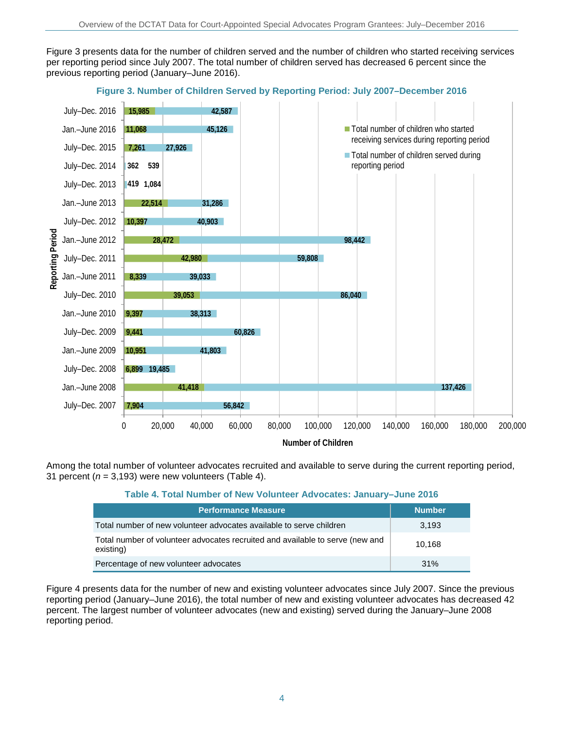Figure 3 presents data for the number of children served and the number of children who started receiving services per reporting period since July 2007. The total number of children served has decreased 6 percent since the previous reporting period (January–June 2016).

**Figure 3. Number of Children Served by Reporting Period: July 2007–December 2016**

| Reporting Period | Total number of children who started receiving services during reporting period | Total number of children served during reporting period |
|---|---|---|
| July–Dec. 2016 | 15,985 | 42,587 |
| Jan.–June 2016 | 11,068 | 45,126 |
| July–Dec. 2015 | 7,261 | 27,926 |
| July–Dec. 2014 | 362 | 539 |
| July–Dec. 2013 | 419 | 1,084 |
| Jan.–June 2013 | 22,514 | 31,286 |
| July–Dec. 2012 | 10,397 | 40,903 |
| Jan.–June 2012 | 28,472 | 98,442 |
| July–Dec. 2011 | 42,980 | 59,808 |
| Jan.–June 2011 | 8,339 | 39,033 |
| July–Dec. 2010 | 39,053 | 86,040 |
| Jan.–June 2010 | 9,397 | 38,313 |
| July–Dec. 2009 | 9,441 | 60,826 |
| Jan.–June 2009 | 10,951 | 41,803 |
| July–Dec. 2008 | 6,899 | 19,485 |
| Jan.–June 2008 | 41,418 | 137,426 |
| July–Dec. 2007 | 7,904 | 56,842 |

Among the total number of volunteer advocates recruited and available to serve during the current reporting period, 31 percent (*n* = 3,193) were new volunteers (Table 4).

**Table 4. Total Number of New Volunteer Advocates: January–June 2016**

| Performance Measure | Number |
|---|---|
| Total number of new volunteer advocates available to serve children | 3,193 |
| Total number of volunteer advocates recruited and available to serve (new and existing) | 10,168 |
| Percentage of new volunteer advocates | 31% |

Figure 4 presents data for the number of new and existing volunteer advocates since July 2007. Since the previous reporting period (January–June 2016), the total number of new and existing volunteer advocates has decreased 42 percent. The largest number of volunteer advocates (new and existing) served during the January–June 2008 reporting period.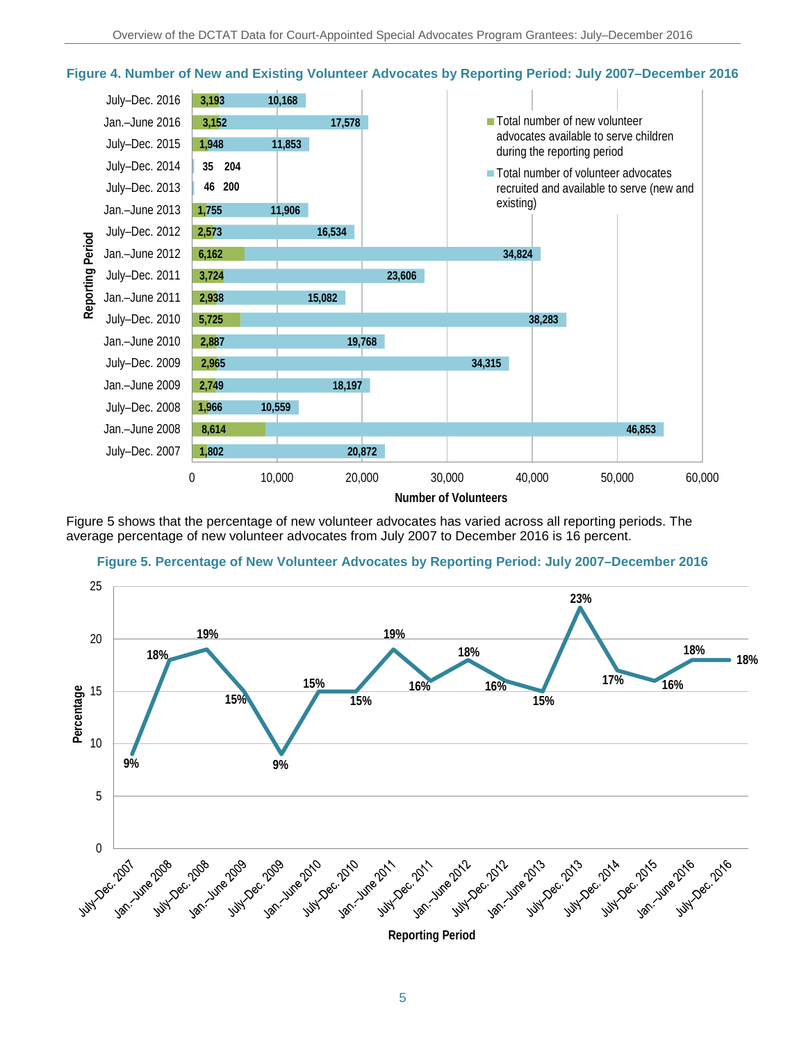**Figure 4. Number of New and Existing Volunteer Advocates by Reporting Period: July 2007–December 2016**

| Reporting Period | Total number of new volunteer advocates available to serve children during the reporting period | Total number of volunteer advocates recruited and available to serve (new and existing) |
|---|---|---|
| July–Dec. 2016 | 3,193 | 10,168 |
| Jan.–June 2016 | 3,152 | 17,578 |
| July–Dec. 2015 | 1,948 | 11,853 |
| July–Dec. 2014 | 35 | 204 |
| July–Dec. 2013 | 46 | 200 |
| Jan.–June 2013 | 1,755 | 11,906 |
| July–Dec. 2012 | 2,573 | 16,534 |
| Jan.–June 2012 | 6,162 | 34,824 |
| July–Dec. 2011 | 3,724 | 23,606 |
| Jan.–June 2011 | 2,938 | 15,082 |
| July–Dec. 2010 | 5,725 | 38,283 |
| Jan.–June 2010 | 2,887 | 19,768 |
| July–Dec. 2009 | 2,965 | 34,315 |
| Jan.–June 2009 | 2,749 | 18,197 |
| July–Dec. 2008 | 1,966 | 10,559 |
| Jan.–June 2008 | 8,614 | 46,853 |
| July–Dec. 2007 | 1,802 | 20,872 |

Figure 5 shows that the percentage of new volunteer advocates has varied across all reporting periods. The average percentage of new volunteer advocates from July 2007 to December 2016 is 16 percent.

**Figure 5. Percentage of New Volunteer Advocates by Reporting Period: July 2007–December 2016**

| Reporting Period | Percentage |
|---|---|
| July–Dec. 2007 | 9% |
| Jan.–June 2008 | 18% |
| July–Dec. 2008 | 19% |
| Jan.–June 2009 | 15% |
| July–Dec. 2009 | 9% |
| Jan.–June 2010 | 15% |
| July–Dec. 2010 | 15% |
| Jan.–June 2011 | 19% |
| July–Dec. 2011 | 16% |
| Jan.–June 2012 | 18% |
| July–Dec. 2012 | 16% |
| Jan.–June 2013 | 15% |
| July–Dec. 2013 | 23% |
| July–Dec. 2014 | 17% |
| July–Dec. 2015 | 16% |
| Jan.–June 2016 | 18% |
| July–Dec. 2016 | 18% |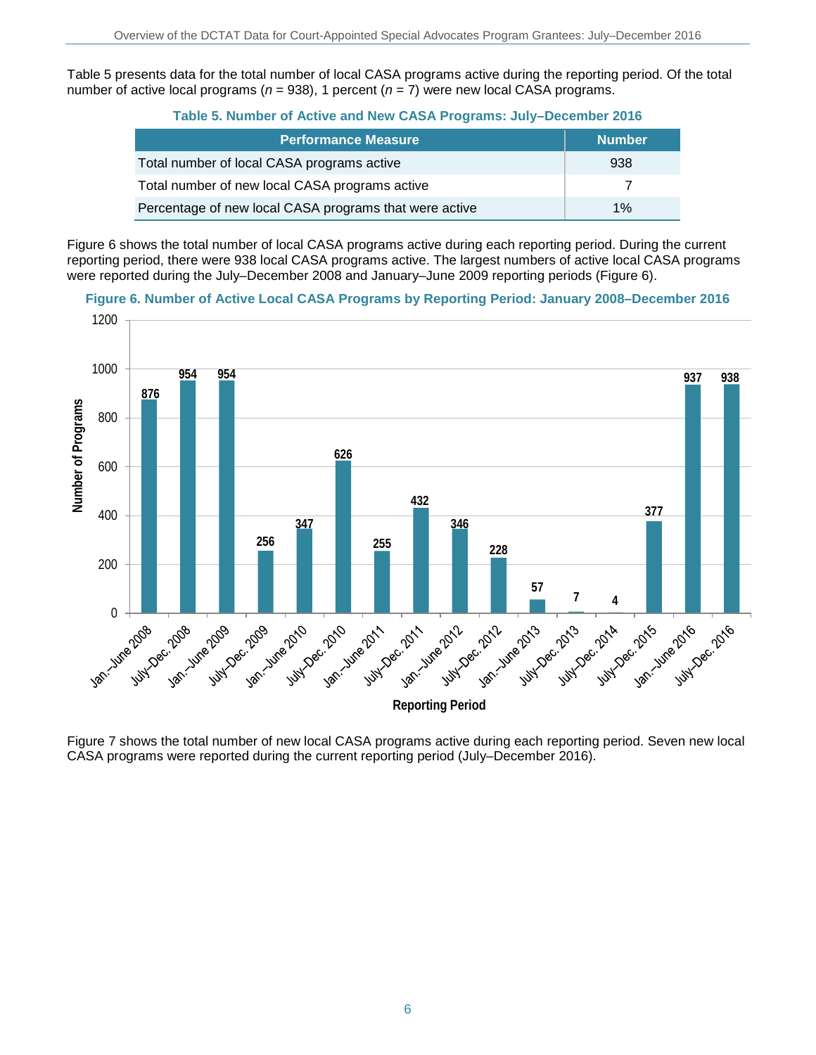Table 5 presents data for the total number of local CASA programs active during the reporting period. Of the total number of active local programs (*n* = 938), 1 percent (*n* = 7) were new local CASA programs.

**Table 5. Number of Active and New CASA Programs: July–December 2016**

| Performance Measure | Number |
|---|---|
| Total number of local CASA programs active | 938 |
| Total number of new local CASA programs active | 7 |
| Percentage of new local CASA programs that were active | 1% |

Figure 6 shows the total number of local CASA programs active during each reporting period. During the current reporting period, there were 938 local CASA programs active. The largest numbers of active local CASA programs were reported during the July–December 2008 and January–June 2009 reporting periods (Figure 6).

**Figure 6. Number of Active Local CASA Programs by Reporting Period: January 2008–December 2016**

| Reporting Period | Number of Programs |
|---|---|
| Jan.–June 2008 | 876 |
| July–Dec. 2008 | 954 |
| Jan.–June 2009 | 954 |
| July–Dec. 2009 | 256 |
| Jan.–June 2010 | 347 |
| July–Dec. 2010 | 626 |
| Jan.–June 2011 | 255 |
| July–Dec. 2011 | 432 |
| Jan.–June 2012 | 346 |
| July–Dec. 2012 | 228 |
| Jan.–June 2013 | 57 |
| July–Dec. 2013 | 7 |
| July–Dec. 2014 | 4 |
| July–Dec. 2015 | 377 |
| Jan.–June 2016 | 937 |
| July–Dec. 2016 | 938 |

Figure 7 shows the total number of new local CASA programs active during each reporting period. Seven new local CASA programs were reported during the current reporting period (July–December 2016).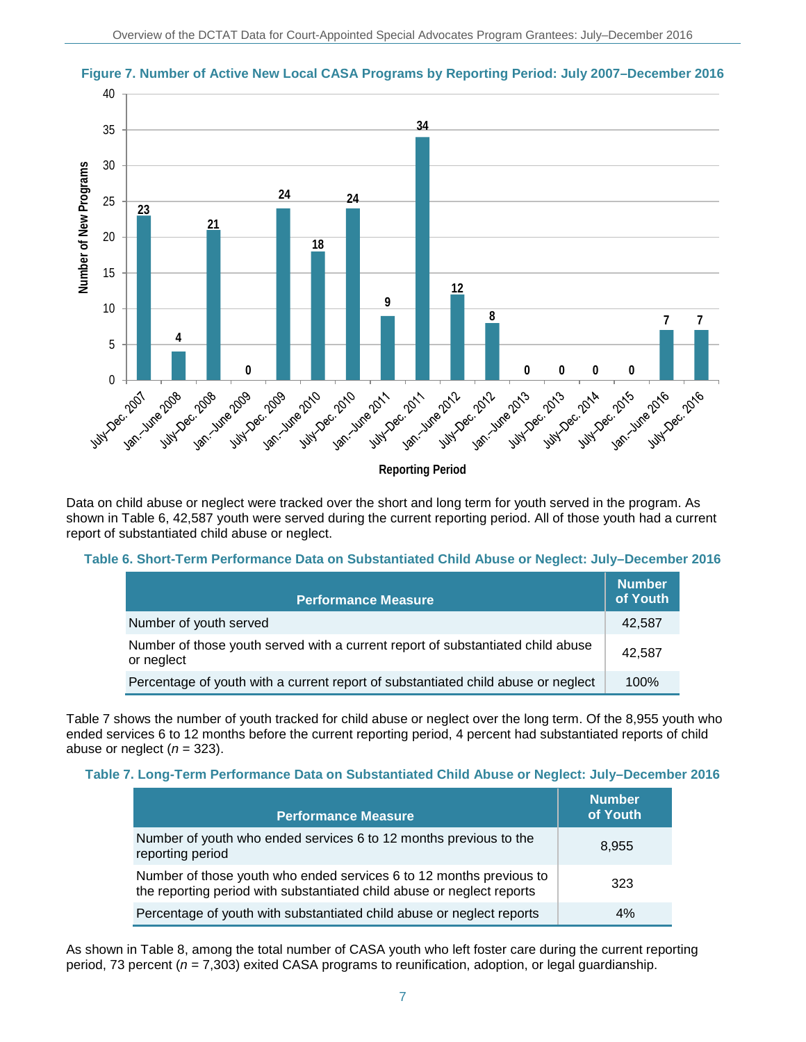**Figure 7. Number of Active New Local CASA Programs by Reporting Period: July 2007–December 2016**

| Reporting Period | Number of New Programs |
|---|---|
| July–Dec. 2007 | 23 |
| Jan.–June 2008 | 4 |
| July–Dec. 2008 | 21 |
| Jan.–June 2009 | 0 |
| July–Dec. 2009 | 24 |
| Jan.–June 2010 | 18 |
| July–Dec. 2010 | 24 |
| Jan.–June 2011 | 9 |
| July–Dec. 2011 | 34 |
| Jan.–June 2012 | 12 |
| July–Dec. 2012 | 8 |
| Jan.–June 2013 | 0 |
| July–Dec. 2013 | 0 |
| July–Dec. 2014 | 0 |
| July–Dec. 2015 | 0 |
| Jan.–June 2016 | 7 |
| July–Dec. 2016 | 7 |

Data on child abuse or neglect were tracked over the short and long term for youth served in the program. As shown in Table 6, 42,587 youth were served during the current reporting period. All of those youth had a current report of substantiated child abuse or neglect.

**Table 6. Short-Term Performance Data on Substantiated Child Abuse or Neglect: July–December 2016**

| Performance Measure | Number of Youth |
|---|---|
| Number of youth served | 42,587 |
| Number of those youth served with a current report of substantiated child abuse or neglect | 42,587 |
| Percentage of youth with a current report of substantiated child abuse or neglect | 100% |

Table 7 shows the number of youth tracked for child abuse or neglect over the long term. Of the 8,955 youth who ended services 6 to 12 months before the current reporting period, 4 percent had substantiated reports of child abuse or neglect (*n* = 323).

**Table 7. Long-Term Performance Data on Substantiated Child Abuse or Neglect: July–December 2016**

| Performance Measure | Number of Youth |
|---|---|
| Number of youth who ended services 6 to 12 months previous to the reporting period | 8,955 |
| Number of those youth who ended services 6 to 12 months previous to the reporting period with substantiated child abuse or neglect reports | 323 |
| Percentage of youth with substantiated child abuse or neglect reports | 4% |

As shown in Table 8, among the total number of CASA youth who left foster care during the current reporting period, 73 percent (*n* = 7,303) exited CASA programs to reunification, adoption, or legal guardianship.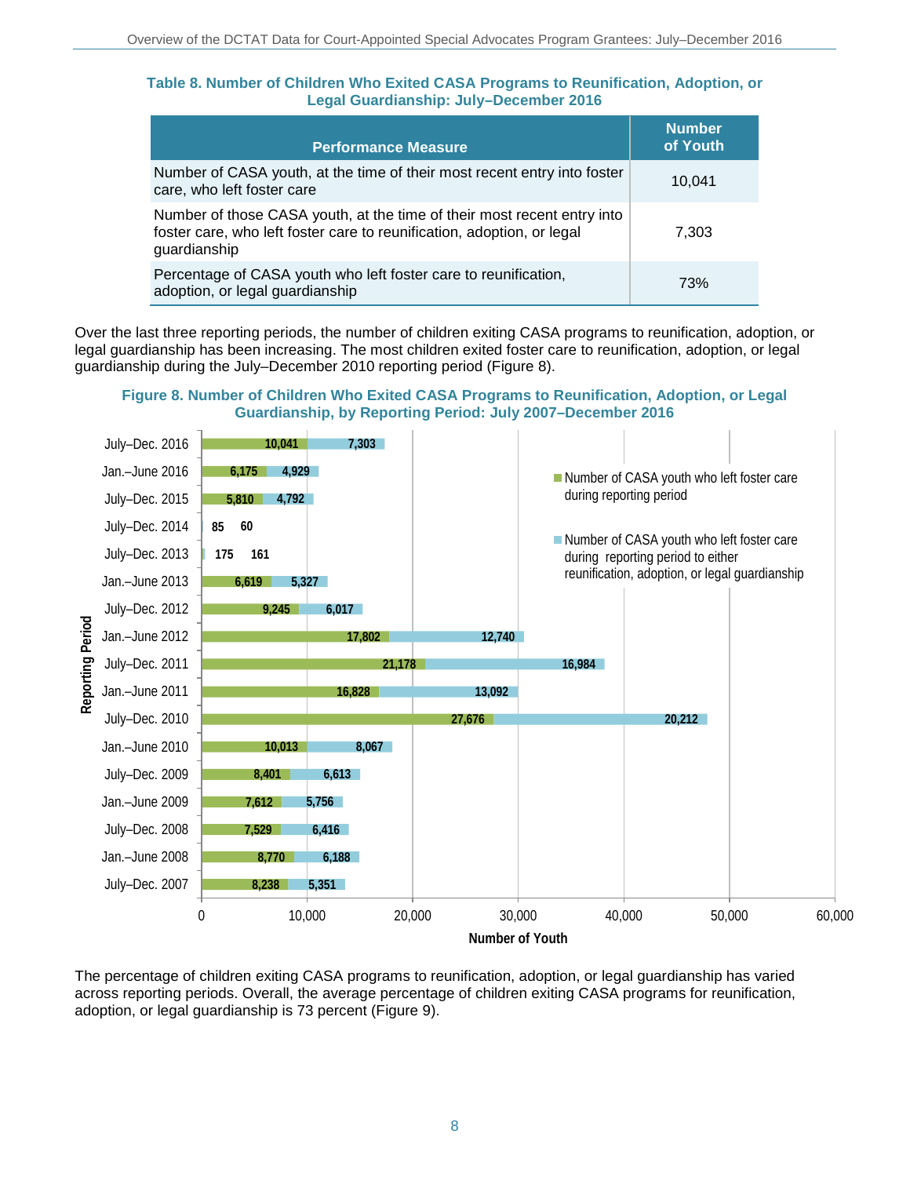**Table 8. Number of Children Who Exited CASA Programs to Reunification, Adoption, or Legal Guardianship: July–December 2016**

| Performance Measure | Number of Youth |
| --- | --- |
| Number of CASA youth, at the time of their most recent entry into foster care, who left foster care | 10,041 |
| Number of those CASA youth, at the time of their most recent entry into foster care, who left foster care to reunification, adoption, or legal guardianship | 7,303 |
| Percentage of CASA youth who left foster care to reunification, adoption, or legal guardianship | 73% |

Over the last three reporting periods, the number of children exiting CASA programs to reunification, adoption, or legal guardianship has been increasing. The most children exited foster care to reunification, adoption, or legal guardianship during the July–December 2010 reporting period (Figure 8).

**Figure 8. Number of Children Who Exited CASA Programs to Reunification, Adoption, or Legal Guardianship, by Reporting Period: July 2007–December 2016**

| Reporting Period | Number of CASA youth who left foster care during reporting period | Number of CASA youth who left foster care during reporting period to either reunification, adoption, or legal guardianship |
| --- | --- | --- |
| July–Dec. 2016 | 10,041 | 7,303 |
| Jan.–June 2016 | 6,175 | 4,929 |
| July–Dec. 2015 | 5,810 | 4,792 |
| July–Dec. 2014 | 85 | 60 |
| July–Dec. 2013 | 175 | 161 |
| Jan.–June 2013 | 6,619 | 5,327 |
| July–Dec. 2012 | 9,245 | 6,017 |
| Jan.–June 2012 | 17,802 | 12,740 |
| July–Dec. 2011 | 21,178 | 16,984 |
| Jan.–June 2011 | 16,828 | 13,092 |
| July–Dec. 2010 | 27,676 | 20,212 |
| Jan.–June 2010 | 10,013 | 8,067 |
| July–Dec. 2009 | 8,401 | 6,613 |
| Jan.–June 2009 | 7,612 | 5,756 |
| July–Dec. 2008 | 7,529 | 6,416 |
| Jan.–June 2008 | 8,770 | 6,188 |
| July–Dec. 2007 | 8,238 | 5,351 |

The percentage of children exiting CASA programs to reunification, adoption, or legal guardianship has varied across reporting periods. Overall, the average percentage of children exiting CASA programs for reunification, adoption, or legal guardianship is 73 percent (Figure 9).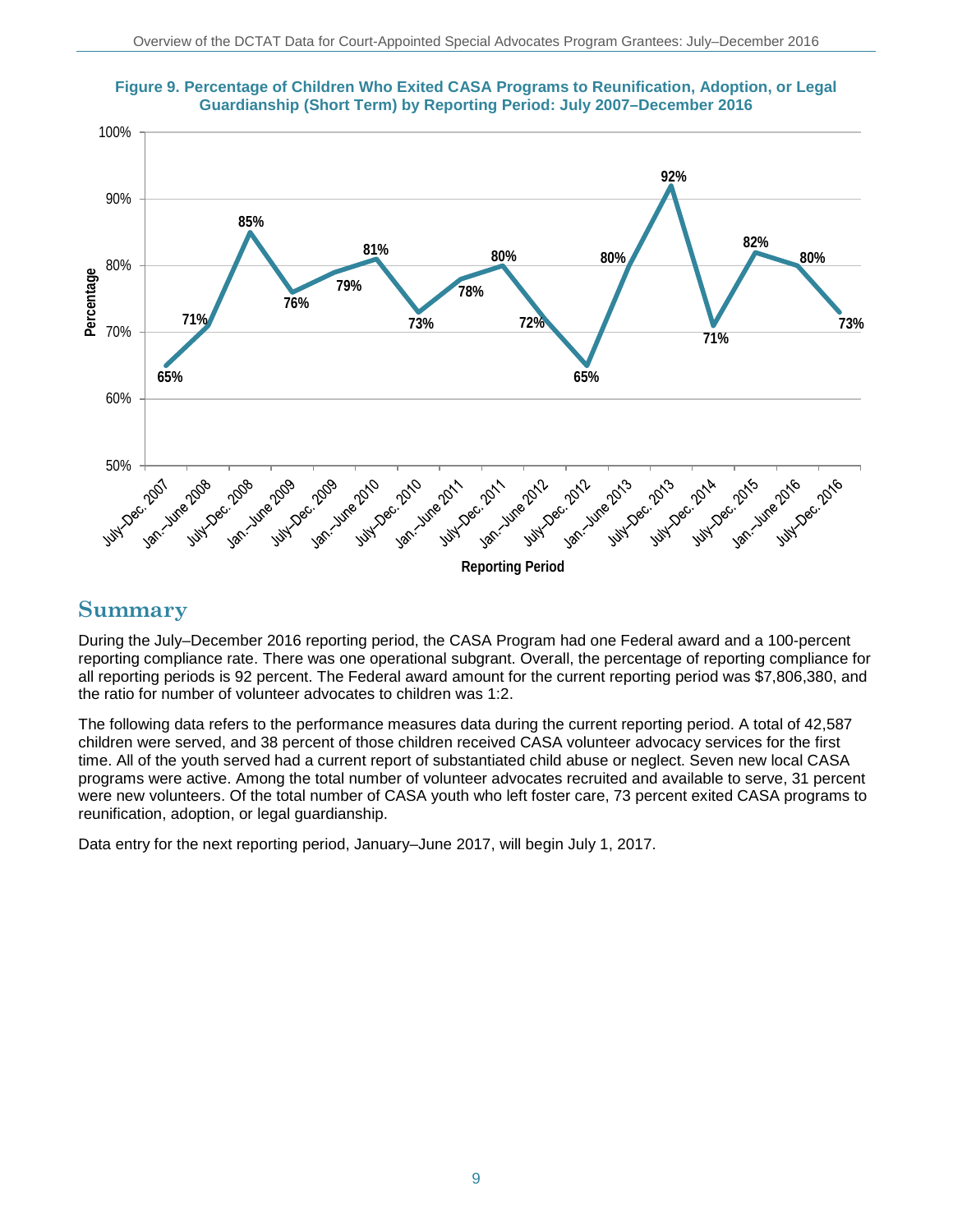**Figure 9. Percentage of Children Who Exited CASA Programs to Reunification, Adoption, or Legal Guardianship (Short Term) by Reporting Period: July 2007–December 2016**

Percentage

100%
90%
80%
70%
60%
50%

65%
71%
85%
76%
79%
81%
73%
78%
80%
72%
65%
80%
92%
71%
82%
80%
73%

July–Dec. 2007
Jan.–June 2008
July–Dec. 2008
Jan.–June 2009
July–Dec. 2009
Jan.–June 2010
July–Dec. 2010
Jan.–June 2011
July–Dec. 2011
Jan.–June 2012
July–Dec. 2012
Jan.–June 2013
July–Dec. 2013
July–Dec. 2014
July–Dec. 2015
Jan.–June 2016
July–Dec. 2016

Reporting Period

## Summary

During the July–December 2016 reporting period, the CASA Program had one Federal award and a 100-percent reporting compliance rate. There was one operational subgrant. Overall, the percentage of reporting compliance for all reporting periods is 92 percent. The Federal award amount for the current reporting period was $7,806,380, and the ratio for number of volunteer advocates to children was 1:2.

The following data refers to the performance measures data during the current reporting period. A total of 42,587 children were served, and 38 percent of those children received CASA volunteer advocacy services for the first time. All of the youth served had a current report of substantiated child abuse or neglect. Seven new local CASA programs were active. Among the total number of volunteer advocates recruited and available to serve, 31 percent were new volunteers. Of the total number of CASA youth who left foster care, 73 percent exited CASA programs to reunification, adoption, or legal guardianship.

Data entry for the next reporting period, January–June 2017, will begin July 1, 2017.